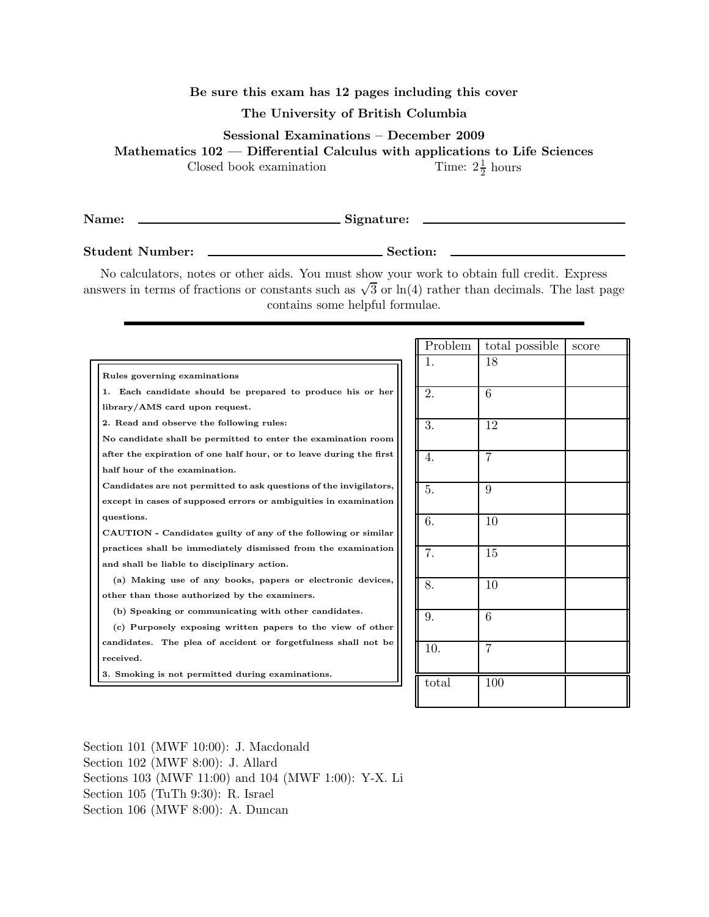**Be sure this exam has 12 pages including this cover**

**The University of British Columbia**

**Sessional Examinations – December 2009**

**Mathematics 102 — Differential Calculus with applications to Life Sciences**

Closed book examination Time: $2\frac{1}{2}$ hours

**Name:** ______________________ **Signature:** ______________________

**Student Number:** ______________________ **Section:** ______________________

No calculators, notes or other aids. You must show your work to obtain full credit. Express answers in terms of fractions or constants such as $\sqrt{3}$ or $\ln(4)$ rather than decimals. The last page contains some helpful formulae.

---

**Rules governing examinations**

**1. Each candidate should be prepared to produce his or her library/AMS card upon request.**

**2. Read and observe the following rules:**

**No candidate shall be permitted to enter the examination room after the expiration of one half hour, or to leave during the first half hour of the examination.**

**Candidates are not permitted to ask questions of the invigilators, except in cases of supposed errors or ambiguities in examination questions.**

**CAUTION - Candidates guilty of any of the following or similar practices shall be immediately dismissed from the examination and shall be liable to disciplinary action.**

**(a) Making use of any books, papers or electronic devices, other than those authorized by the examiners.**

**(b) Speaking or communicating with other candidates.**

**(c) Purposely exposing written papers to the view of other candidates. The plea of accident or forgetfulness shall not be received.**

**3. Smoking is not permitted during examinations.**

| Problem | total possible | score |
|---|---|---|
| 1. | 18 | |
| 2. | 6 | |
| 3. | 12 | |
| 4. | 7 | |
| 5. | 9 | |
| 6. | 10 | |
| 7. | 15 | |
| 8. | 10 | |
| 9. | 6 | |
| 10. | 7 | |
| total | 100 | |

Section 101 (MWF 10:00): J. Macdonald
Section 102 (MWF 8:00): J. Allard
Sections 103 (MWF 11:00) and 104 (MWF 1:00): Y-X. Li
Section 105 (TuTh 9:30): R. Israel
Section 106 (MWF 8:00): A. Duncan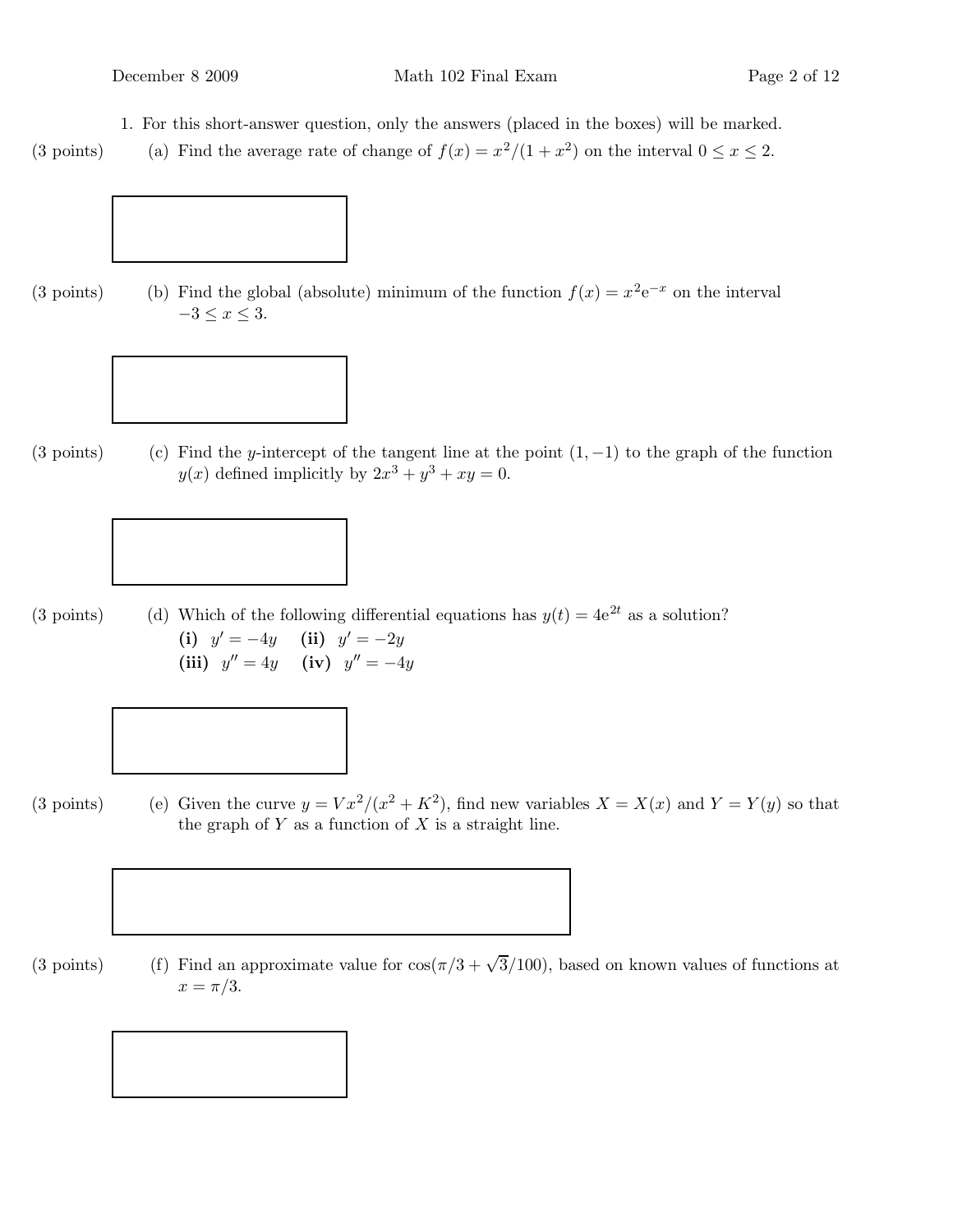1. For this short-answer question, only the answers (placed in the boxes) will be marked.

(3 points) (a) Find the average rate of change of $f(x) = x^2/(1+x^2)$ on the interval $0 \le x \le 2$.

(3 points) (b) Find the global (absolute) minimum of the function $f(x) = x^2 e^{-x}$ on the interval $-3 \le x \le 3$.

(3 points) (c) Find the $y$-intercept of the tangent line at the point $(1, -1)$ to the graph of the function $y(x)$ defined implicitly by $2x^3 + y^3 + xy = 0$.

(3 points) (d) Which of the following differential equations has $y(t) = 4e^{2t}$ as a solution?

**(i)** $y' = -4y$ **(ii)** $y' = -2y$

**(iii)** $y'' = 4y$ **(iv)** $y'' = -4y$

(3 points) (e) Given the curve $y = Vx^2/(x^2 + K^2)$, find new variables $X = X(x)$ and $Y = Y(y)$ so that the graph of $Y$ as a function of $X$ is a straight line.

(3 points) (f) Find an approximate value for $\cos(\pi/3 + \sqrt{3}/100)$, based on known values of functions at $x = \pi/3$.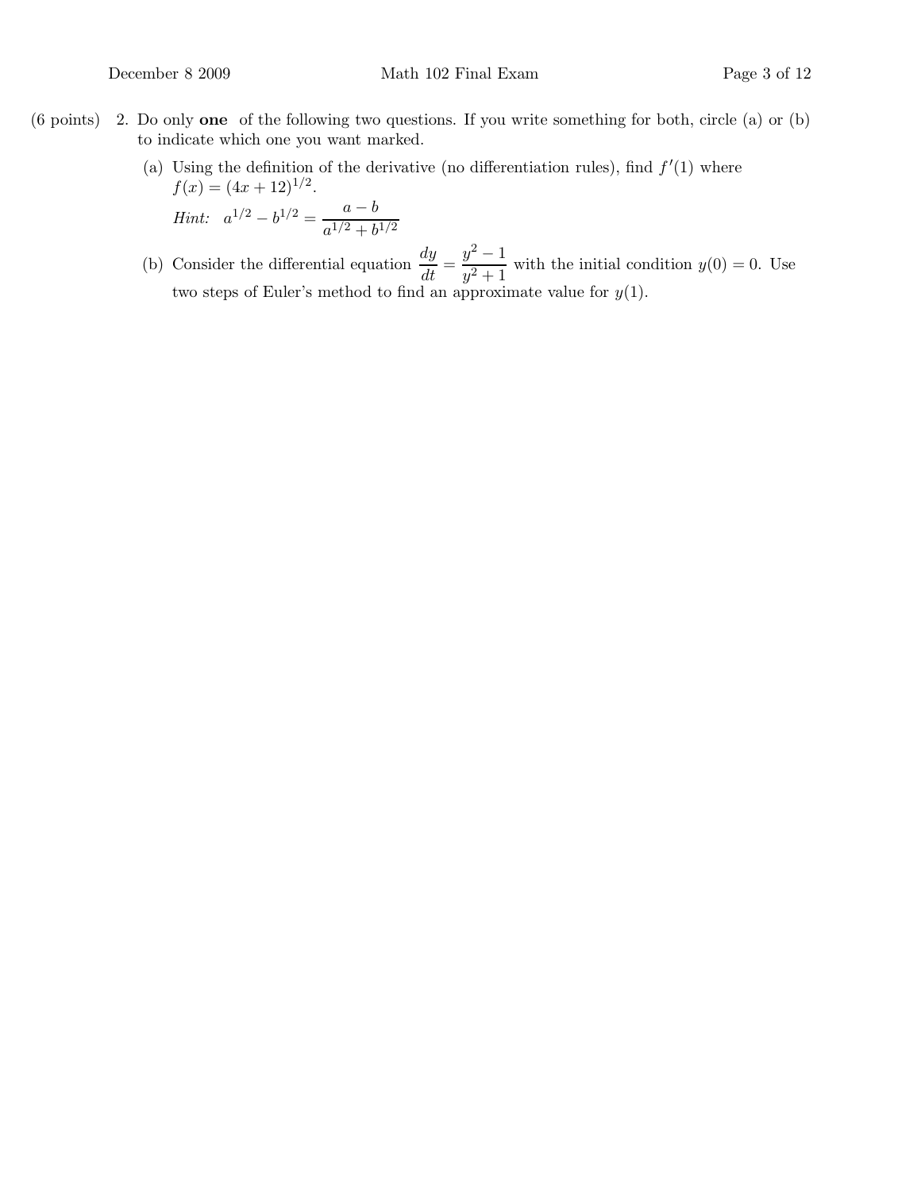(6 points) 2. Do only **one** of the following two questions. If you write something for both, circle (a) or (b) to indicate which one you want marked.

(a) Using the definition of the derivative (no differentiation rules), find $f'(1)$ where $f(x) = (4x + 12)^{1/2}$.

*Hint:* $a^{1/2} - b^{1/2} = \dfrac{a - b}{a^{1/2} + b^{1/2}}$

(b) Consider the differential equation $\dfrac{dy}{dt} = \dfrac{y^2 - 1}{y^2 + 1}$ with the initial condition $y(0) = 0$. Use two steps of Euler's method to find an approximate value for $y(1)$.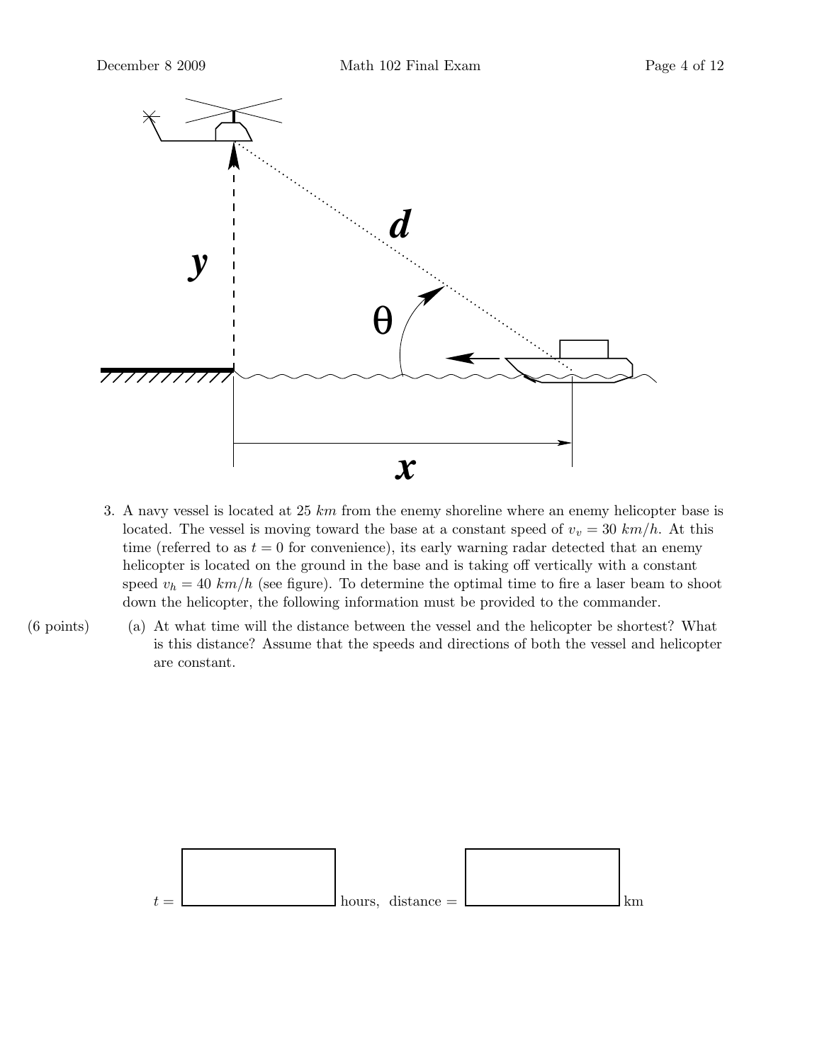3. A navy vessel is located at 25 $km$ from the enemy shoreline where an enemy helicopter base is located. The vessel is moving toward the base at a constant speed of $v_v = 30\ km/h$. At this time (referred to as $t = 0$ for convenience), its early warning radar detected that an enemy helicopter is located on the ground in the base and is taking off vertically with a constant speed $v_h = 40\ km/h$ (see figure). To determine the optimal time to fire a laser beam to shoot down the helicopter, the following information must be provided to the commander.

(6 points) (a) At what time will the distance between the vessel and the helicopter be shortest? What is this distance? Assume that the speeds and directions of both the vessel and helicopter are constant.

$t =$ ______ hours, distance = ______ km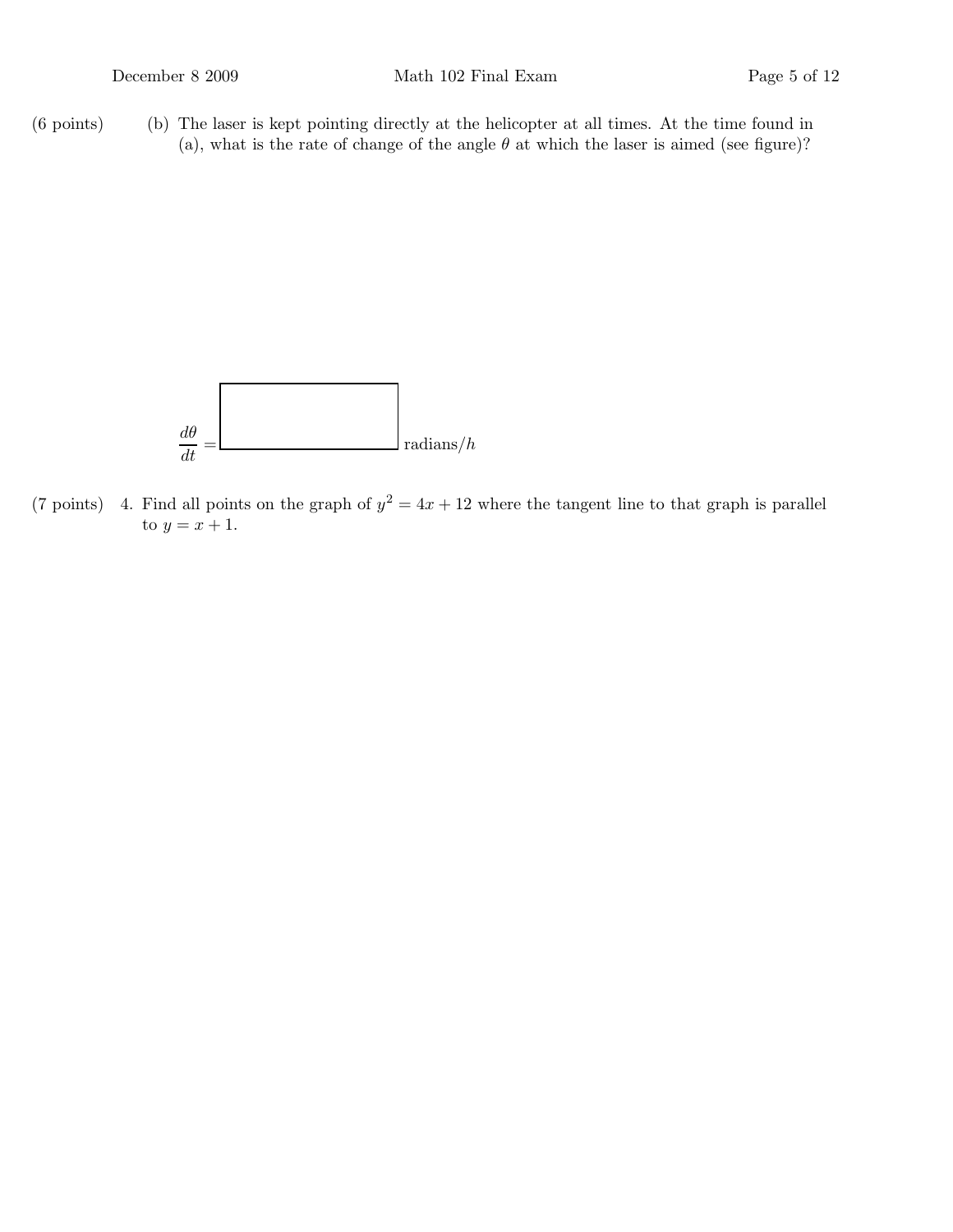(6 points) (b) The laser is kept pointing directly at the helicopter at all times. At the time found in (a), what is the rate of change of the angle $\theta$ at which the laser is aimed (see figure)?

$$\frac{d\theta}{dt} = \boxed{\phantom{xxxxxxxx}} \text{ radians}/h$$

(7 points) 4. Find all points on the graph of $y^2 = 4x + 12$ where the tangent line to that graph is parallel to $y = x + 1$.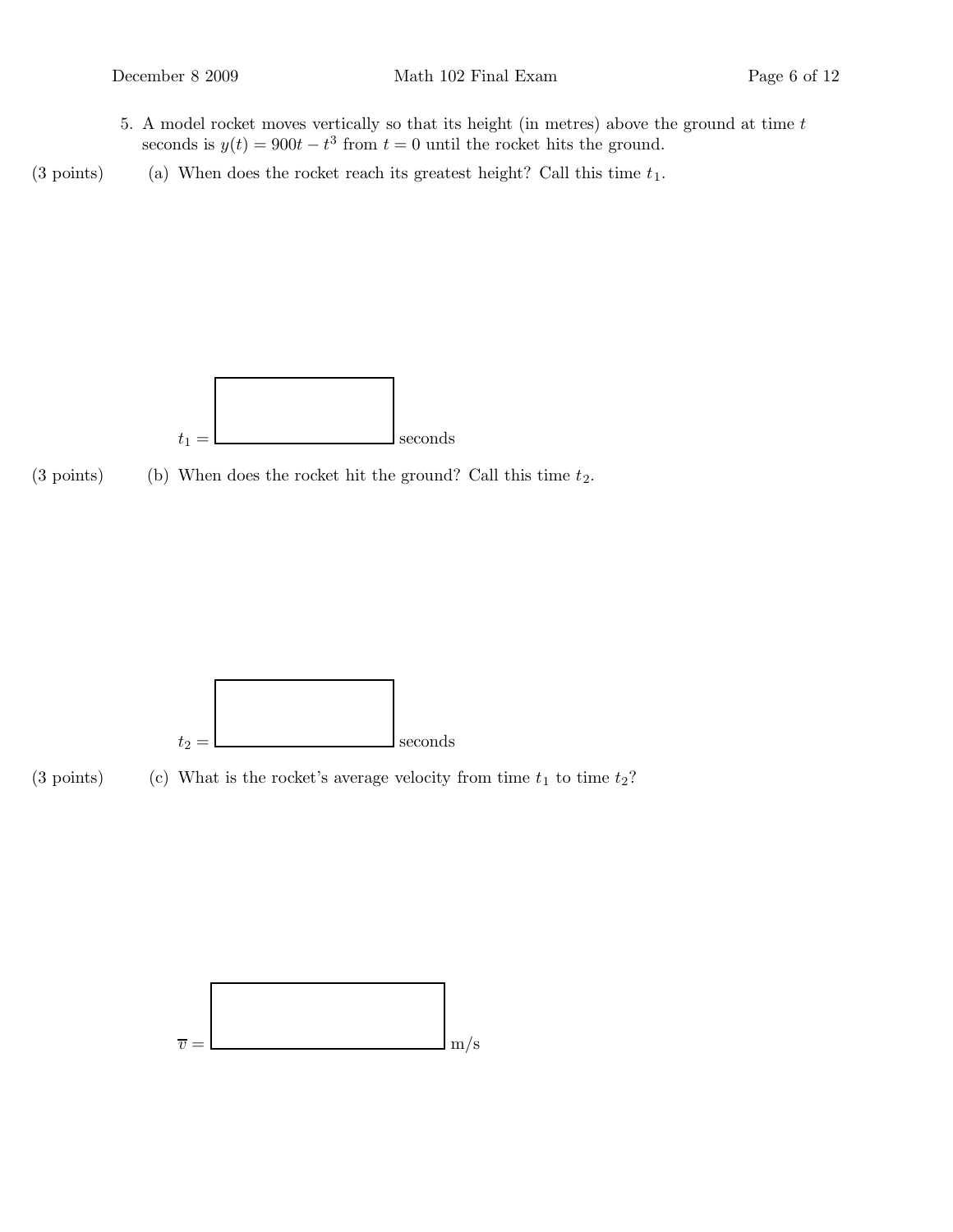5. A model rocket moves vertically so that its height (in metres) above the ground at time $t$ seconds is $y(t) = 900t - t^3$ from $t = 0$ until the rocket hits the ground.

(3 points) (a) When does the rocket reach its greatest height? Call this time $t_1$.

$t_1 =$ ______ seconds

(3 points) (b) When does the rocket hit the ground? Call this time $t_2$.

$t_2 =$ ______ seconds

(3 points) (c) What is the rocket's average velocity from time $t_1$ to time $t_2$?

$\overline{v} =$ ______ m/s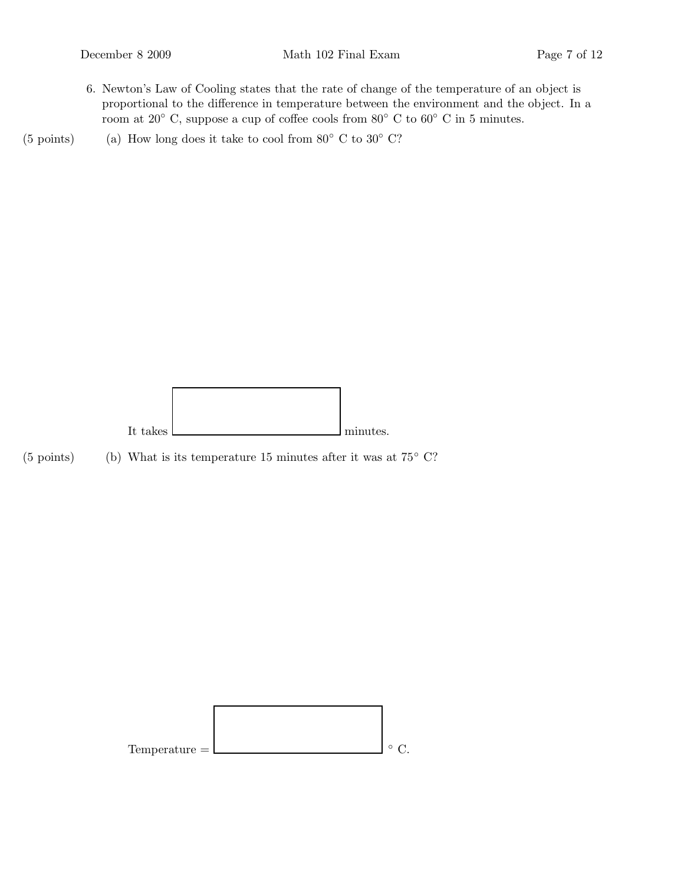6. Newton's Law of Cooling states that the rate of change of the temperature of an object is proportional to the difference in temperature between the environment and the object. In a room at $20^\circ$ C, suppose a cup of coffee cools from $80^\circ$ C to $60^\circ$ C in 5 minutes.

(5 points) (a) How long does it take to cool from $80^\circ$ C to $30^\circ$ C?

It takes $\boxed{\phantom{xxxxxxxx}}$ minutes.

(5 points) (b) What is its temperature 15 minutes after it was at $75^\circ$ C?

Temperature = $\boxed{\phantom{xxxxxxxx}}$ $^\circ$ C.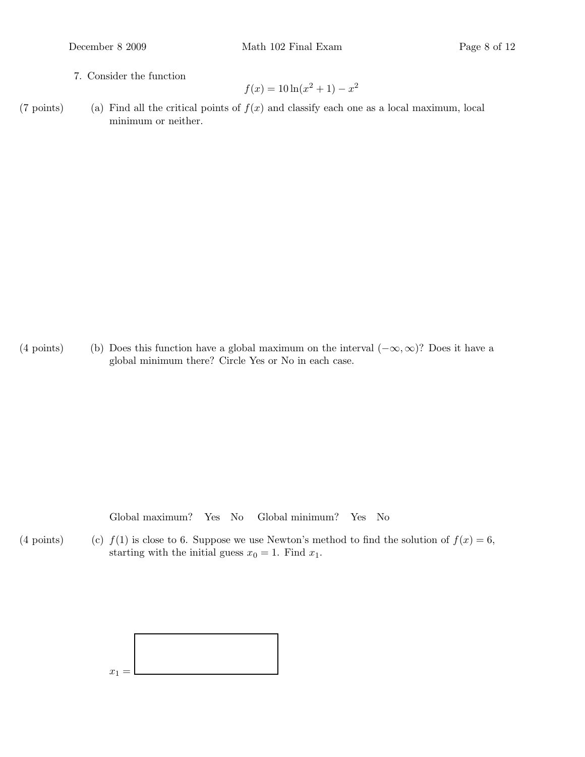7. Consider the function

$$f(x) = 10\ln(x^2 + 1) - x^2$$

(7 points) (a) Find all the critical points of $f(x)$ and classify each one as a local maximum, local minimum or neither.

(4 points) (b) Does this function have a global maximum on the interval $(-\infty, \infty)$? Does it have a global minimum there? Circle Yes or No in each case.

Global maximum? Yes No Global minimum? Yes No

(4 points) (c) $f(1)$ is close to 6. Suppose we use Newton's method to find the solution of $f(x) = 6$, starting with the initial guess $x_0 = 1$. Find $x_1$.

$x_1 =$ ______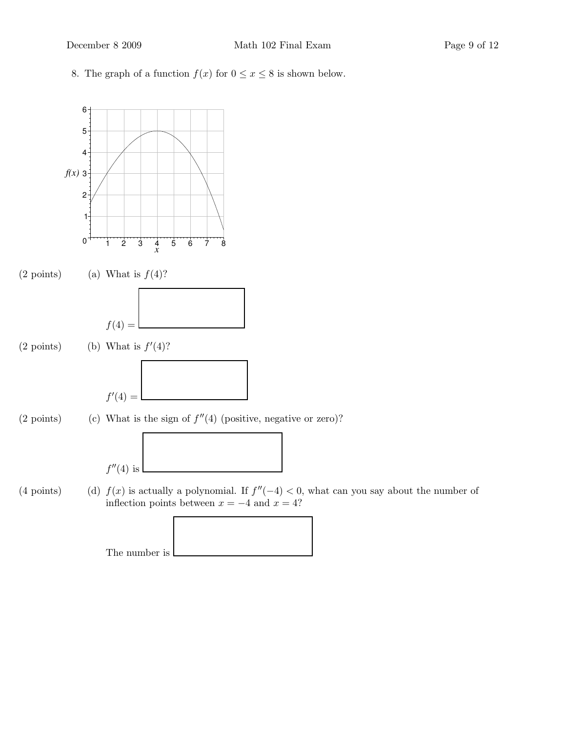8. The graph of a function $f(x)$ for $0 \leq x \leq 8$ is shown below.

(2 points) (a) What is $f(4)$?

$f(4) =$

(2 points) (b) What is $f'(4)$?

$f'(4) =$

(2 points) (c) What is the sign of $f''(4)$ (positive, negative or zero)?

$f''(4)$ is

(4 points) (d) $f(x)$ is actually a polynomial. If $f''(-4) < 0$, what can you say about the number of inflection points between $x = -4$ and $x = 4$?

The number is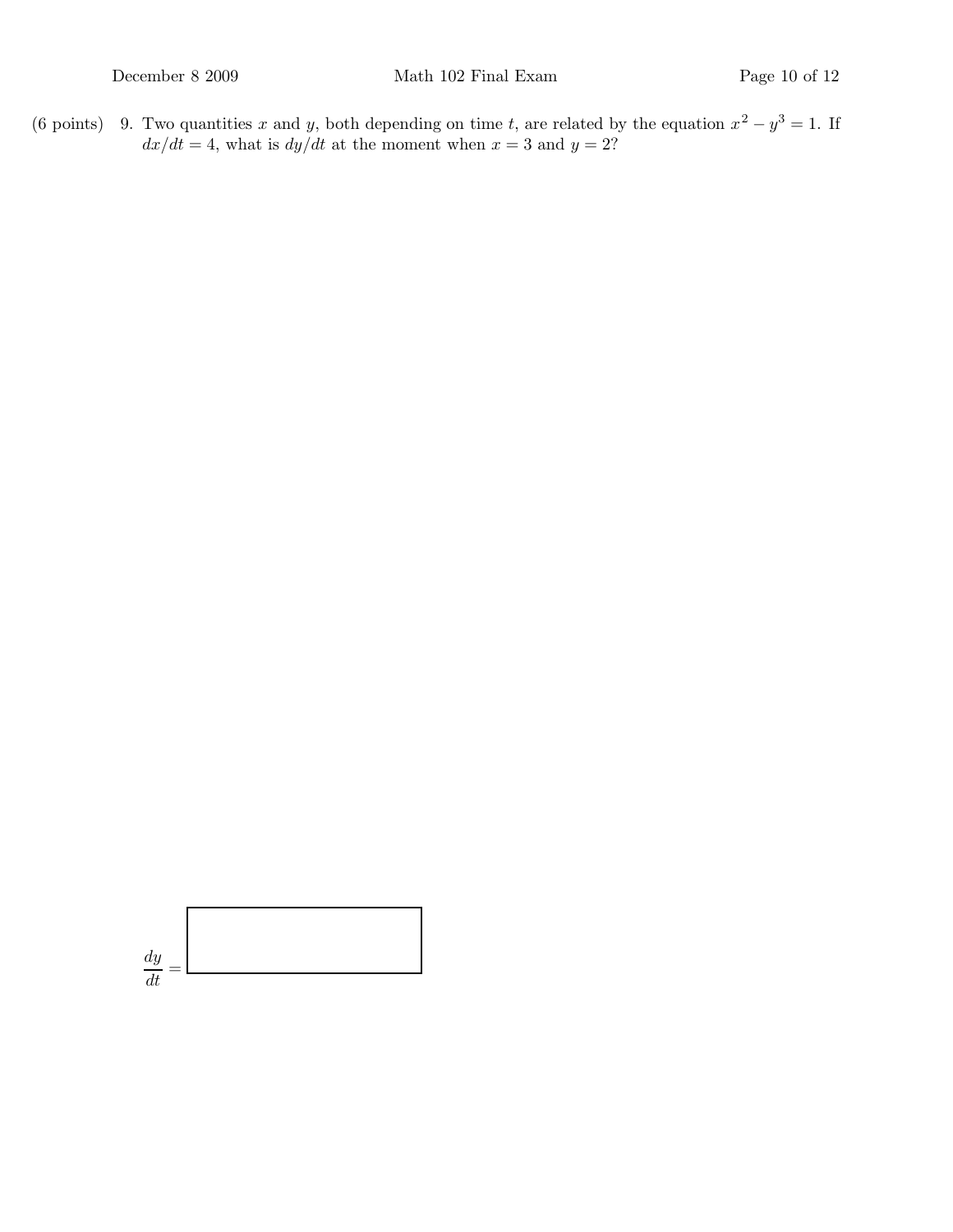(6 points) 9. Two quantities $x$ and $y$, both depending on time $t$, are related by the equation $x^2 - y^3 = 1$. If $dx/dt = 4$, what is $dy/dt$ at the moment when $x = 3$ and $y = 2$?

$\dfrac{dy}{dt} =$ [ ]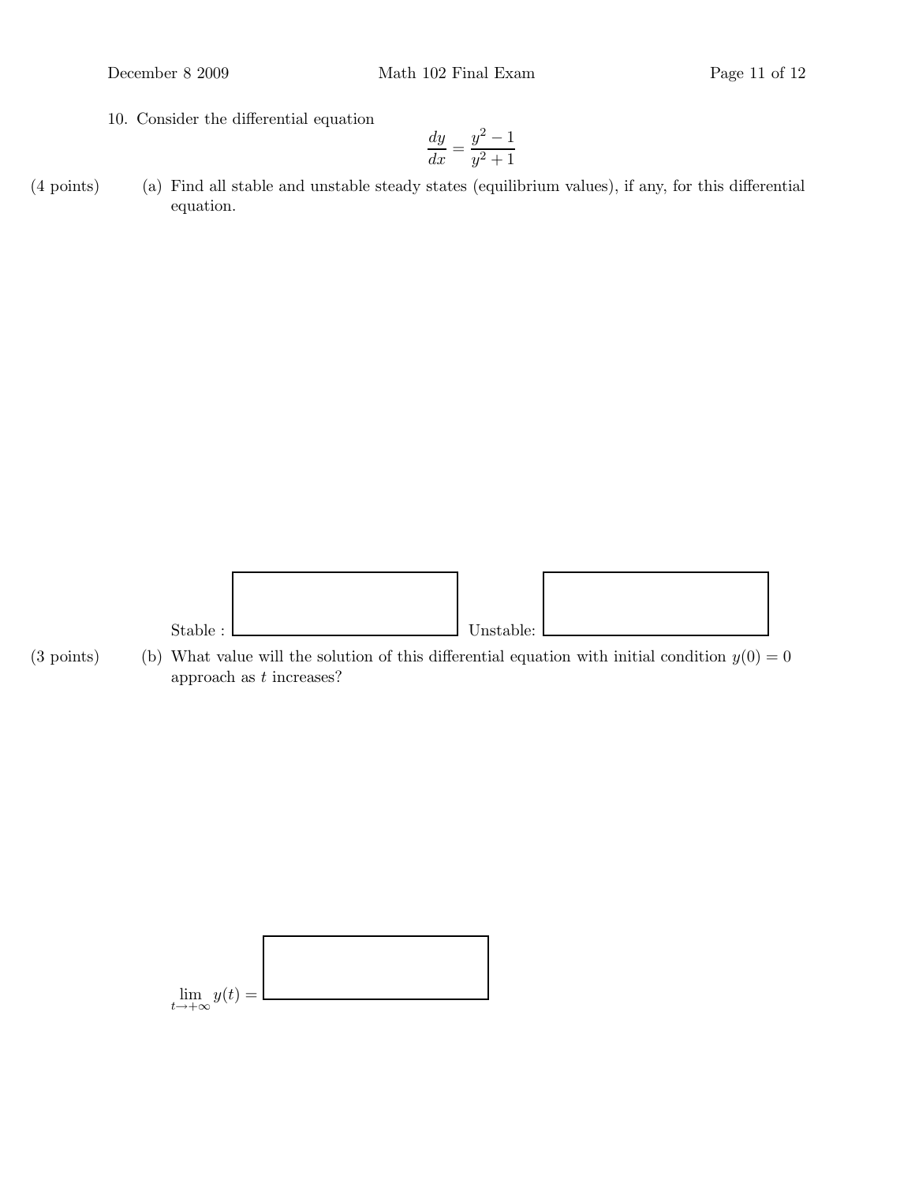10. Consider the differential equation

$$\frac{dy}{dx} = \frac{y^2 - 1}{y^2 + 1}$$

(4 points) (a) Find all stable and unstable steady states (equilibrium values), if any, for this differential equation.

Stable : Unstable:

(3 points) (b) What value will the solution of this differential equation with initial condition $y(0) = 0$ approach as $t$ increases?

$\lim_{t \to +\infty} y(t) =$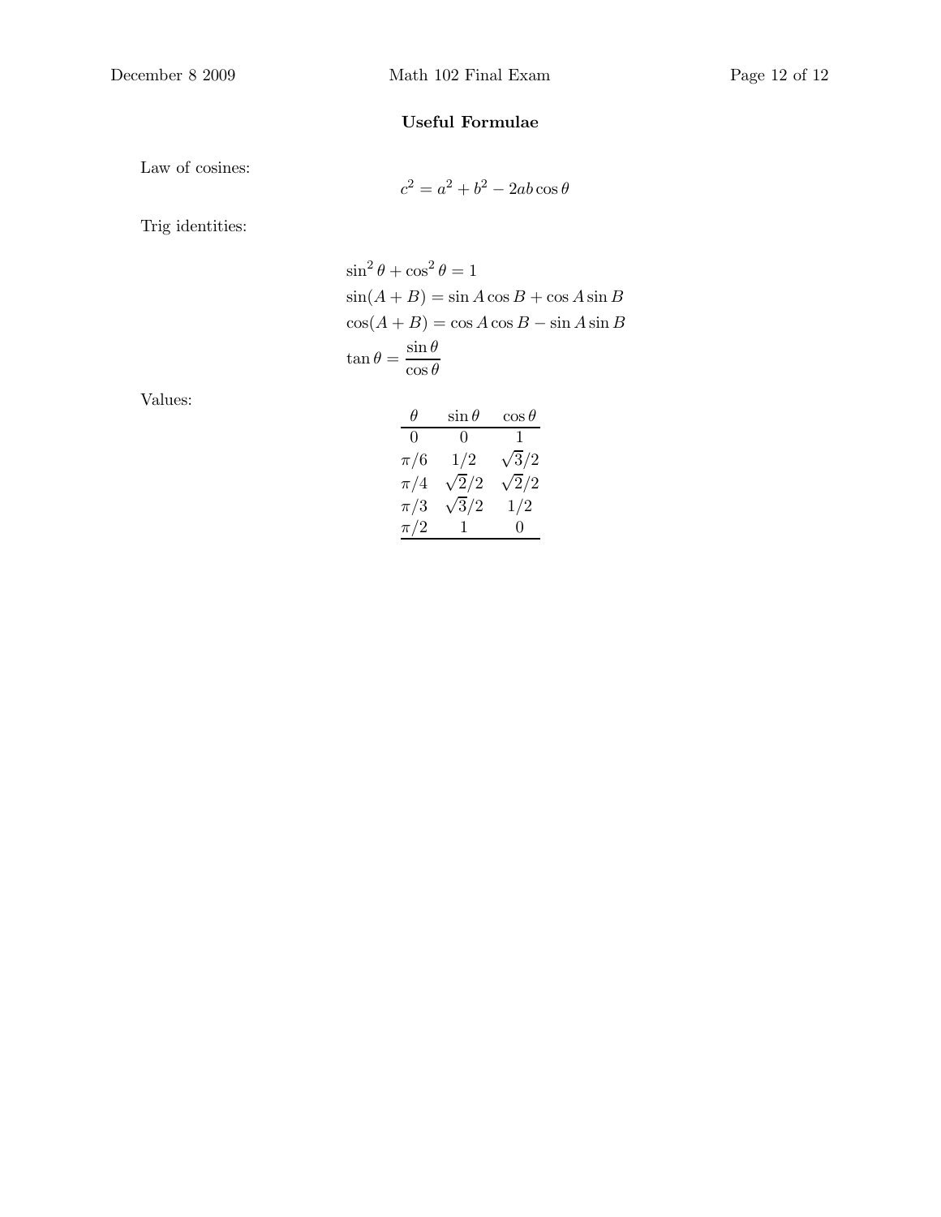## Useful Formulae

Law of cosines:

$$c^2 = a^2 + b^2 - 2ab\cos\theta$$

Trig identities:

$$\sin^2\theta + \cos^2\theta = 1$$
$$\sin(A+B) = \sin A\cos B + \cos A\sin B$$
$$\cos(A+B) = \cos A\cos B - \sin A\sin B$$
$$\tan\theta = \frac{\sin\theta}{\cos\theta}$$

Values:

| $\theta$ | $\sin\theta$ | $\cos\theta$ |
|---|---|---|
| $0$ | $0$ | $1$ |
| $\pi/6$ | $1/2$ | $\sqrt{3}/2$ |
| $\pi/4$ | $\sqrt{2}/2$ | $\sqrt{2}/2$ |
| $\pi/3$ | $\sqrt{3}/2$ | $1/2$ |
| $\pi/2$ | $1$ | $0$ |